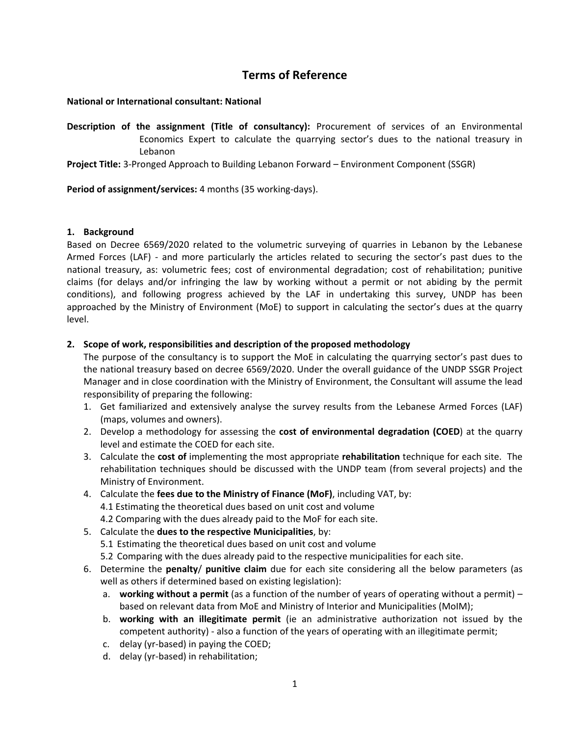# Terms of Reference

**National or International consultant: National**

**Description of the assignment (Title of consultancy):** Procurement of services of an Environmental Economics Expert to calculate the quarrying sector's dues to the national treasury in Lebanon

**Project Title:** 3-Pronged Approach to Building Lebanon Forward – Environment Component (SSGR)

**Period of assignment/services:** 4 months (35 working-days).

## 1. Background

Based on Decree 6569/2020 related to the volumetric surveying of quarries in Lebanon by the Lebanese Armed Forces (LAF) - and more particularly the articles related to securing the sector's past dues to the national treasury, as: volumetric fees; cost of environmental degradation; cost of rehabilitation; punitive claims (for delays and/or infringing the law by working without a permit or not abiding by the permit conditions), and following progress achieved by the LAF in undertaking this survey, UNDP has been approached by the Ministry of Environment (MoE) to support in calculating the sector's dues at the quarry level.

## 2. Scope of work, responsibilities and description of the proposed methodology

The purpose of the consultancy is to support the MoE in calculating the quarrying sector's past dues to the national treasury based on decree 6569/2020. Under the overall guidance of the UNDP SSGR Project Manager and in close coordination with the Ministry of Environment, the Consultant will assume the lead responsibility of preparing the following:

1. Get familiarized and extensively analyse the survey results from the Lebanese Armed Forces (LAF) (maps, volumes and owners).
2. Develop a methodology for assessing the **cost of environmental degradation (COED**) at the quarry level and estimate the COED for each site.
3. Calculate the **cost of** implementing the most appropriate **rehabilitation** technique for each site. The rehabilitation techniques should be discussed with the UNDP team (from several projects) and the Ministry of Environment.
4. Calculate the **fees due to the Ministry of Finance (MoF)**, including VAT, by:
   4.1 Estimating the theoretical dues based on unit cost and volume
   4.2 Comparing with the dues already paid to the MoF for each site.
5. Calculate the **dues to the respective Municipalities**, by:
   5.1 Estimating the theoretical dues based on unit cost and volume
   5.2 Comparing with the dues already paid to the respective municipalities for each site.
6. Determine the **penalty**/ **punitive claim** due for each site considering all the below parameters (as well as others if determined based on existing legislation):
   a. **working without a permit** (as a function of the number of years of operating without a permit) – based on relevant data from MoE and Ministry of Interior and Municipalities (MoIM);
   b. **working with an illegitimate permit** (ie an administrative authorization not issued by the competent authority) - also a function of the years of operating with an illegitimate permit;
   c. delay (yr-based) in paying the COED;
   d. delay (yr-based) in rehabilitation;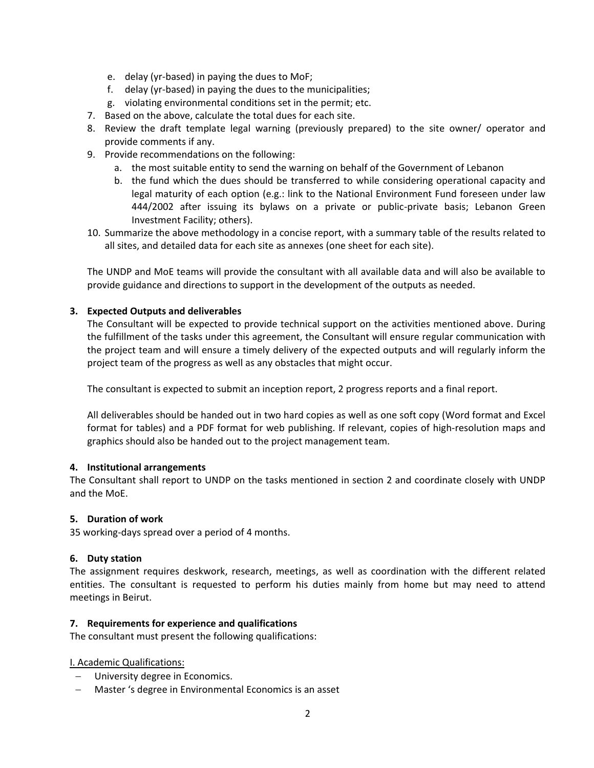e. delay (yr-based) in paying the dues to MoF;
   f. delay (yr-based) in paying the dues to the municipalities;
   g. violating environmental conditions set in the permit; etc.

7. Based on the above, calculate the total dues for each site.
8. Review the draft template legal warning (previously prepared) to the site owner/ operator and provide comments if any.
9. Provide recommendations on the following:
   a. the most suitable entity to send the warning on behalf of the Government of Lebanon
   b. the fund which the dues should be transferred to while considering operational capacity and legal maturity of each option (e.g.: link to the National Environment Fund foreseen under law 444/2002 after issuing its bylaws on a private or public-private basis; Lebanon Green Investment Facility; others).
10. Summarize the above methodology in a concise report, with a summary table of the results related to all sites, and detailed data for each site as annexes (one sheet for each site).

The UNDP and MoE teams will provide the consultant with all available data and will also be available to provide guidance and directions to support in the development of the outputs as needed.

### 3. Expected Outputs and deliverables

The Consultant will be expected to provide technical support on the activities mentioned above. During the fulfillment of the tasks under this agreement, the Consultant will ensure regular communication with the project team and will ensure a timely delivery of the expected outputs and will regularly inform the project team of the progress as well as any obstacles that might occur.

The consultant is expected to submit an inception report, 2 progress reports and a final report.

All deliverables should be handed out in two hard copies as well as one soft copy (Word format and Excel format for tables) and a PDF format for web publishing. If relevant, copies of high-resolution maps and graphics should also be handed out to the project management team.

### 4. Institutional arrangements

The Consultant shall report to UNDP on the tasks mentioned in section 2 and coordinate closely with UNDP and the MoE.

### 5. Duration of work

35 working-days spread over a period of 4 months.

### 6. Duty station

The assignment requires deskwork, research, meetings, as well as coordination with the different related entities. The consultant is requested to perform his duties mainly from home but may need to attend meetings in Beirut.

### 7. Requirements for experience and qualifications

The consultant must present the following qualifications:

<u>I. Academic Qualifications:</u>

- University degree in Economics.
- Master 's degree in Environmental Economics is an asset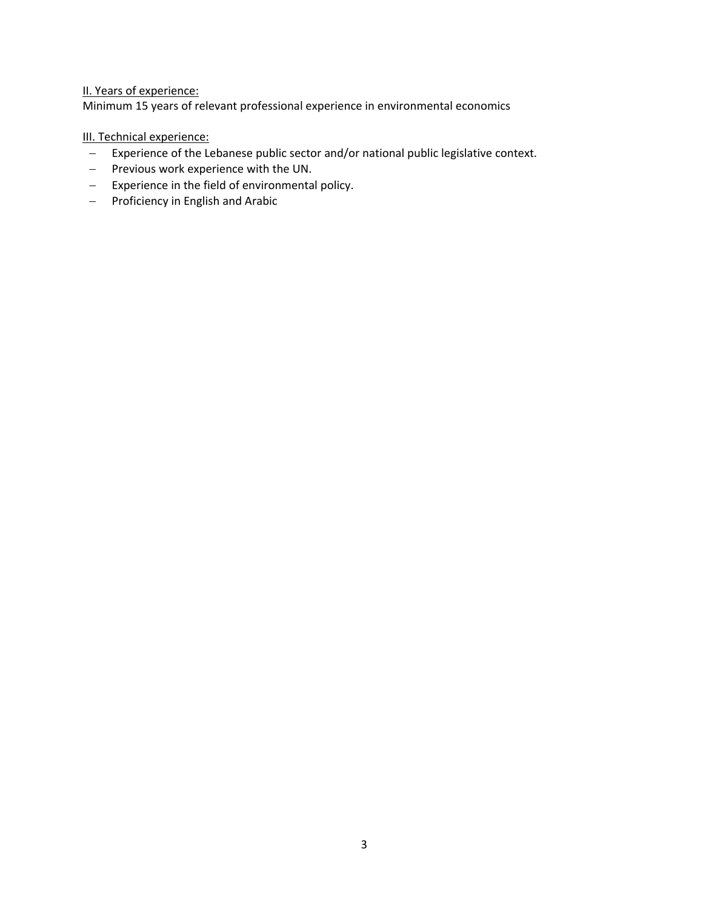II. Years of experience:

Minimum 15 years of relevant professional experience in environmental economics

III. Technical experience:

- Experience of the Lebanese public sector and/or national public legislative context.
- Previous work experience with the UN.
- Experience in the field of environmental policy.
- Proficiency in English and Arabic